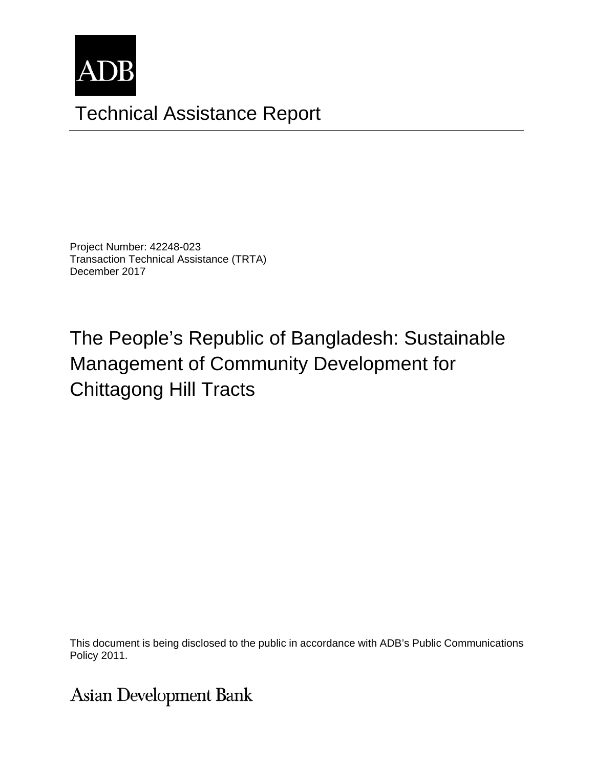ADB

# Technical Assistance Report

Project Number: 42248-023
Transaction Technical Assistance (TRTA)
December 2017

# The People's Republic of Bangladesh: Sustainable Management of Community Development for Chittagong Hill Tracts

This document is being disclosed to the public in accordance with ADB's Public Communications Policy 2011.

Asian Development Bank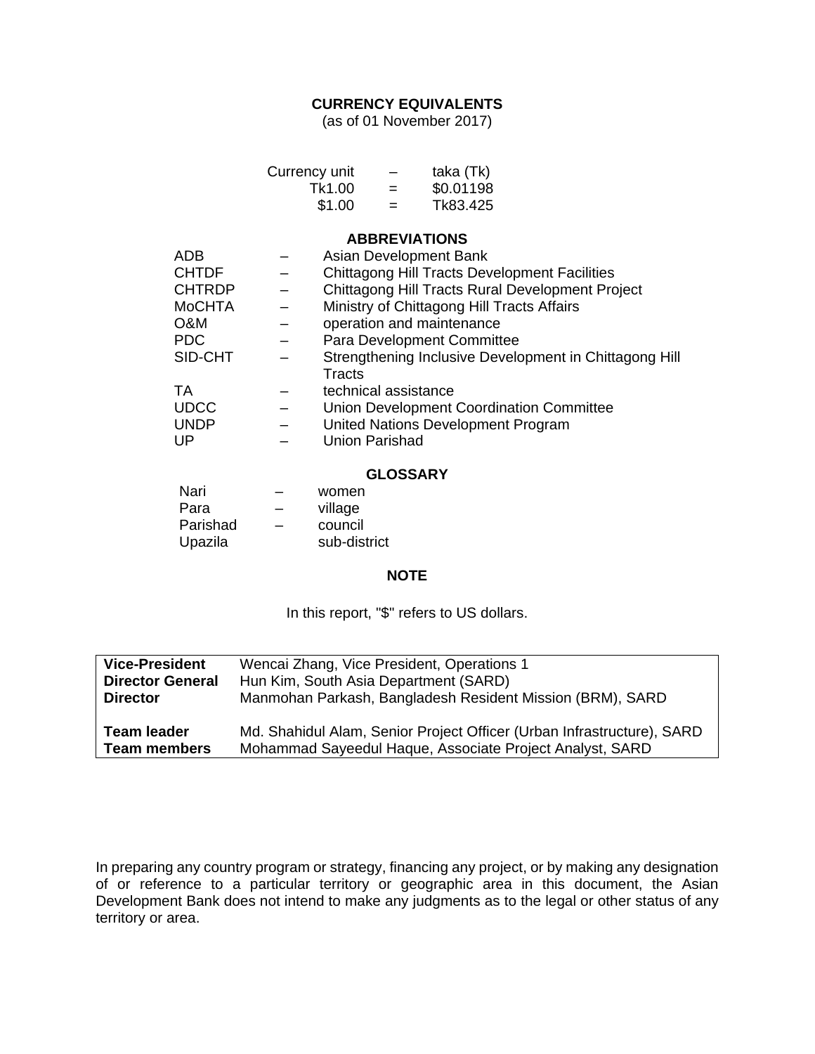## CURRENCY EQUIVALENTS

(as of 01 November 2017)

| Currency unit | – | taka (Tk) |
|---|---|---|
| Tk1.00 | = | $0.01198 |
| $1.00 | = | Tk83.425 |

## ABBREVIATIONS

| | | |
|---|---|---|
| ADB | – | Asian Development Bank |
| CHTDF | – | Chittagong Hill Tracts Development Facilities |
| CHTRDP | – | Chittagong Hill Tracts Rural Development Project |
| MoCHTA | – | Ministry of Chittagong Hill Tracts Affairs |
| O&M | – | operation and maintenance |
| PDC | – | Para Development Committee |
| SID-CHT | – | Strengthening Inclusive Development in Chittagong Hill Tracts |
| TA | – | technical assistance |
| UDCC | – | Union Development Coordination Committee |
| UNDP | – | United Nations Development Program |
| UP | – | Union Parishad |

## GLOSSARY

| | | |
|---|---|---|
| Nari | – | women |
| Para | – | village |
| Parishad | – | council |
| Upazila | | sub-district |

## NOTE

In this report, "$" refers to US dollars.

| | |
|---|---|
| **Vice-President** | Wencai Zhang, Vice President, Operations 1 |
| **Director General** | Hun Kim, South Asia Department (SARD) |
| **Director** | Manmohan Parkash, Bangladesh Resident Mission (BRM), SARD |
| **Team leader** | Md. Shahidul Alam, Senior Project Officer (Urban Infrastructure), SARD |
| **Team members** | Mohammad Sayeedul Haque, Associate Project Analyst, SARD |

In preparing any country program or strategy, financing any project, or by making any designation of or reference to a particular territory or geographic area in this document, the Asian Development Bank does not intend to make any judgments as to the legal or other status of any territory or area.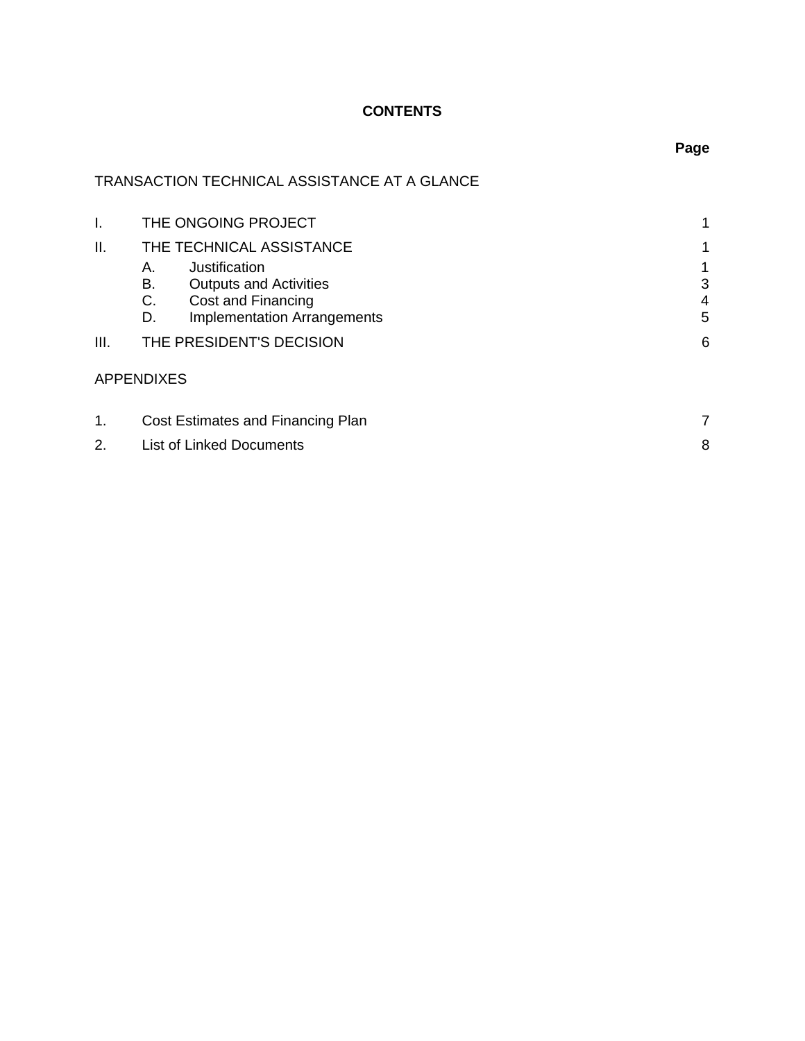# CONTENTS

| | | Page |
|---|---|---|
| TRANSACTION TECHNICAL ASSISTANCE AT A GLANCE | | |
| I. | THE ONGOING PROJECT | 1 |
| II. | THE TECHNICAL ASSISTANCE | 1 |
| | A. Justification | 1 |
| | B. Outputs and Activities | 3 |
| | C. Cost and Financing | 4 |
| | D. Implementation Arrangements | 5 |
| III. | THE PRESIDENT'S DECISION | 6 |
| APPENDIXES | | |
| 1. | Cost Estimates and Financing Plan | 7 |
| 2. | List of Linked Documents | 8 |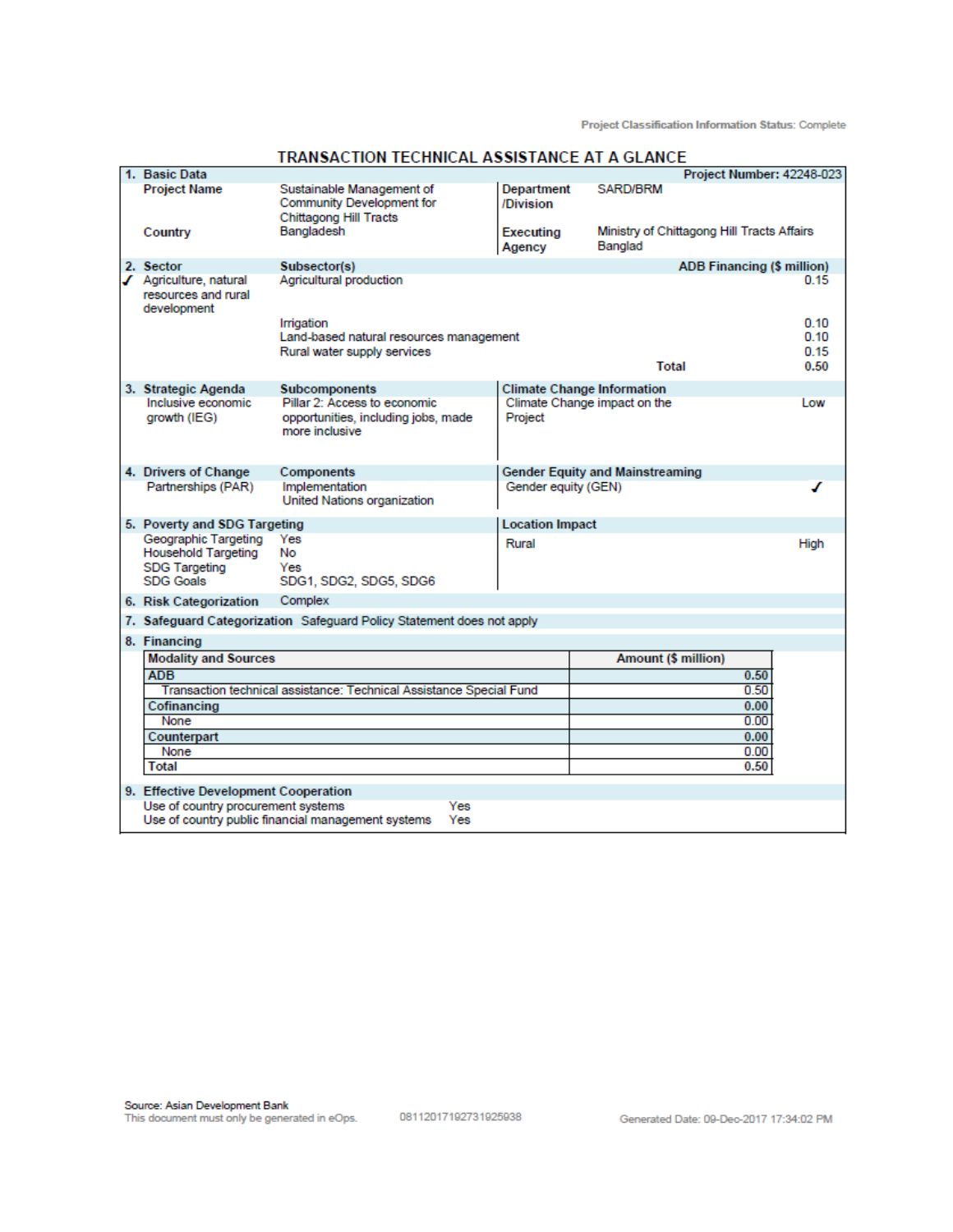Project Classification Information Status: Complete

# TRANSACTION TECHNICAL ASSISTANCE AT A GLANCE

| 1. Basic Data | | | Project Number: 42248-023 |
|---|---|---|---|
| Project Name | Sustainable Management of Community Development for Chittagong Hill Tracts | Department /Division | SARD/BRM |
| Country | Bangladesh | Executing Agency | Ministry of Chittagong Hill Tracts Affairs Banglad |

| 2. Sector | Subsector(s) | ADB Financing ($ million) |
|---|---|---|
| ✓ Agriculture, natural resources and rural development | Agricultural production | 0.15 |
| | Irrigation | 0.10 |
| | Land-based natural resources management | 0.10 |
| | Rural water supply services | 0.15 |
| | Total | 0.50 |

| 3. Strategic Agenda | Subcomponents | Climate Change Information | |
|---|---|---|---|
| Inclusive economic growth (IEG) | Pillar 2: Access to economic opportunities, including jobs, made more inclusive | Climate Change impact on the Project | Low |

| 4. Drivers of Change | Components | Gender Equity and Mainstreaming | |
|---|---|---|---|
| Partnerships (PAR) | Implementation<br>United Nations organization | Gender equity (GEN) | ✓ |

| 5. Poverty and SDG Targeting | | Location Impact | |
|---|---|---|---|
| Geographic Targeting | Yes | Rural | High |
| Household Targeting | No | | |
| SDG Targeting | Yes | | |
| SDG Goals | SDG1, SDG2, SDG5, SDG6 | | |

**6. Risk Categorization** Complex

**7. Safeguard Categorization** Safeguard Policy Statement does not apply

**8. Financing**

| Modality and Sources | Amount ($ million) |
|---|---|
| **ADB** | **0.50** |
| Transaction technical assistance: Technical Assistance Special Fund | 0.50 |
| **Cofinancing** | **0.00** |
| None | 0.00 |
| **Counterpart** | **0.00** |
| None | 0.00 |
| **Total** | **0.50** |

**9. Effective Development Cooperation**

| | |
|---|---|
| Use of country procurement systems | Yes |
| Use of country public financial management systems | Yes |

Source: Asian Development Bank
This document must only be generated in eOps. 08112017192731925938 Generated Date: 09-Dec-2017 17:34:02 PM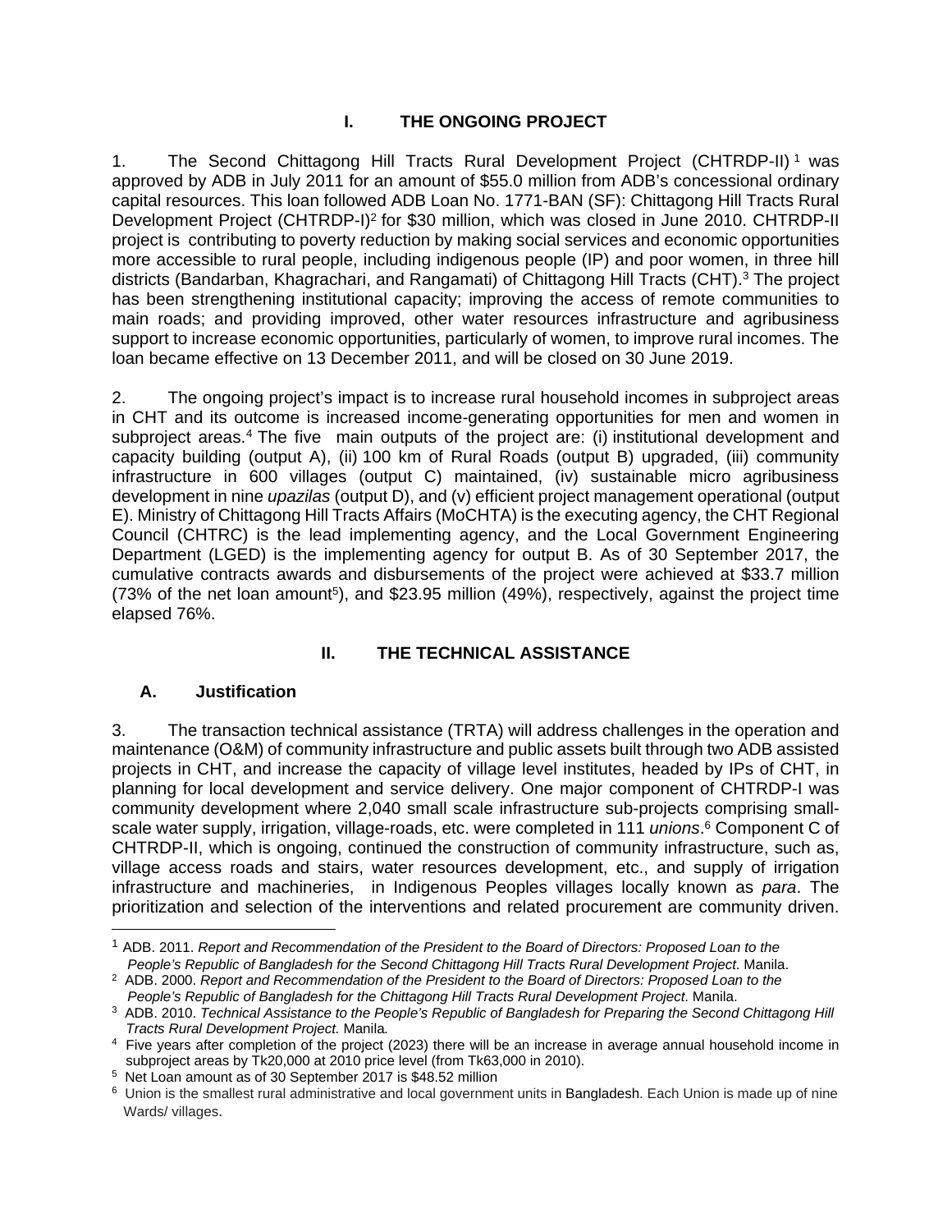# I. THE ONGOING PROJECT

1. The Second Chittagong Hill Tracts Rural Development Project (CHTRDP-II)[1] was approved by ADB in July 2011 for an amount of $55.0 million from ADB's concessional ordinary capital resources. This loan followed ADB Loan No. 1771-BAN (SF): Chittagong Hill Tracts Rural Development Project (CHTRDP-I)[2] for $30 million, which was closed in June 2010. CHTRDP-II project is contributing to poverty reduction by making social services and economic opportunities more accessible to rural people, including indigenous people (IP) and poor women, in three hill districts (Bandarban, Khagrachari, and Rangamati) of Chittagong Hill Tracts (CHT).[3] The project has been strengthening institutional capacity; improving the access of remote communities to main roads; and providing improved, other water resources infrastructure and agribusiness support to increase economic opportunities, particularly of women, to improve rural incomes. The loan became effective on 13 December 2011, and will be closed on 30 June 2019.

2. The ongoing project's impact is to increase rural household incomes in subproject areas in CHT and its outcome is increased income-generating opportunities for men and women in subproject areas.[4] The five main outputs of the project are: (i) institutional development and capacity building (output A), (ii) 100 km of Rural Roads (output B) upgraded, (iii) community infrastructure in 600 villages (output C) maintained, (iv) sustainable micro agribusiness development in nine *upazilas* (output D), and (v) efficient project management operational (output E). Ministry of Chittagong Hill Tracts Affairs (MoCHTA) is the executing agency, the CHT Regional Council (CHTRC) is the lead implementing agency, and the Local Government Engineering Department (LGED) is the implementing agency for output B. As of 30 September 2017, the cumulative contracts awards and disbursements of the project were achieved at $33.7 million (73% of the net loan amount[5]), and $23.95 million (49%), respectively, against the project time elapsed 76%.

# II. THE TECHNICAL ASSISTANCE

## A. Justification

3. The transaction technical assistance (TRTA) will address challenges in the operation and maintenance (O&M) of community infrastructure and public assets built through two ADB assisted projects in CHT, and increase the capacity of village level institutes, headed by IPs of CHT, in planning for local development and service delivery. One major component of CHTRDP-I was community development where 2,040 small scale infrastructure sub-projects comprising small-scale water supply, irrigation, village-roads, etc. were completed in 111 *unions*.[6] Component C of CHTRDP-II, which is ongoing, continued the construction of community infrastructure, such as, village access roads and stairs, water resources development, etc., and supply of irrigation infrastructure and machineries, in Indigenous Peoples villages locally known as *para*. The prioritization and selection of the interventions and related procurement are community driven.

---

[1] ADB. 2011. *Report and Recommendation of the President to the Board of Directors: Proposed Loan to the People's Republic of Bangladesh for the Second Chittagong Hill Tracts Rural Development Project*. Manila.

[2] ADB. 2000. *Report and Recommendation of the President to the Board of Directors: Proposed Loan to the People's Republic of Bangladesh for the Chittagong Hill Tracts Rural Development Project*. Manila.

[3] ADB. 2010. *Technical Assistance to the People's Republic of Bangladesh for Preparing the Second Chittagong Hill Tracts Rural Development Project.* Manila.

[4] Five years after completion of the project (2023) there will be an increase in average annual household income in subproject areas by Tk20,000 at 2010 price level (from Tk63,000 in 2010).

[5] Net Loan amount as of 30 September 2017 is $48.52 million

[6] Union is the smallest rural administrative and local government units in Bangladesh. Each Union is made up of nine Wards/ villages.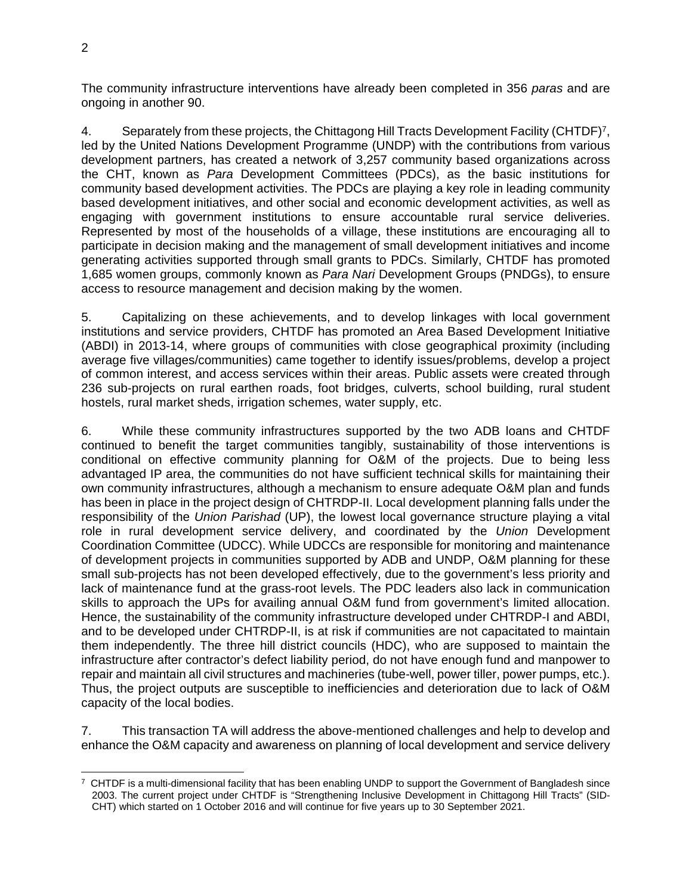The community infrastructure interventions have already been completed in 356 *paras* and are ongoing in another 90.

4. Separately from these projects, the Chittagong Hill Tracts Development Facility (CHTDF)[7], led by the United Nations Development Programme (UNDP) with the contributions from various development partners, has created a network of 3,257 community based organizations across the CHT, known as *Para* Development Committees (PDCs), as the basic institutions for community based development activities. The PDCs are playing a key role in leading community based development initiatives, and other social and economic development activities, as well as engaging with government institutions to ensure accountable rural service deliveries. Represented by most of the households of a village, these institutions are encouraging all to participate in decision making and the management of small development initiatives and income generating activities supported through small grants to PDCs. Similarly, CHTDF has promoted 1,685 women groups, commonly known as *Para Nari* Development Groups (PNDGs), to ensure access to resource management and decision making by the women.

5. Capitalizing on these achievements, and to develop linkages with local government institutions and service providers, CHTDF has promoted an Area Based Development Initiative (ABDI) in 2013-14, where groups of communities with close geographical proximity (including average five villages/communities) came together to identify issues/problems, develop a project of common interest, and access services within their areas. Public assets were created through 236 sub-projects on rural earthen roads, foot bridges, culverts, school building, rural student hostels, rural market sheds, irrigation schemes, water supply, etc.

6. While these community infrastructures supported by the two ADB loans and CHTDF continued to benefit the target communities tangibly, sustainability of those interventions is conditional on effective community planning for O&M of the projects. Due to being less advantaged IP area, the communities do not have sufficient technical skills for maintaining their own community infrastructures, although a mechanism to ensure adequate O&M plan and funds has been in place in the project design of CHTRDP-II. Local development planning falls under the responsibility of the *Union Parishad* (UP), the lowest local governance structure playing a vital role in rural development service delivery, and coordinated by the *Union* Development Coordination Committee (UDCC). While UDCCs are responsible for monitoring and maintenance of development projects in communities supported by ADB and UNDP, O&M planning for these small sub-projects has not been developed effectively, due to the government's less priority and lack of maintenance fund at the grass-root levels. The PDC leaders also lack in communication skills to approach the UPs for availing annual O&M fund from government's limited allocation. Hence, the sustainability of the community infrastructure developed under CHTRDP-I and ABDI, and to be developed under CHTRDP-II, is at risk if communities are not capacitated to maintain them independently. The three hill district councils (HDC), who are supposed to maintain the infrastructure after contractor's defect liability period, do not have enough fund and manpower to repair and maintain all civil structures and machineries (tube-well, power tiller, power pumps, etc.). Thus, the project outputs are susceptible to inefficiencies and deterioration due to lack of O&M capacity of the local bodies.

7. This transaction TA will address the above-mentioned challenges and help to develop and enhance the O&M capacity and awareness on planning of local development and service delivery

---

[7] CHTDF is a multi-dimensional facility that has been enabling UNDP to support the Government of Bangladesh since 2003. The current project under CHTDF is "Strengthening Inclusive Development in Chittagong Hill Tracts" (SID-CHT) which started on 1 October 2016 and will continue for five years up to 30 September 2021.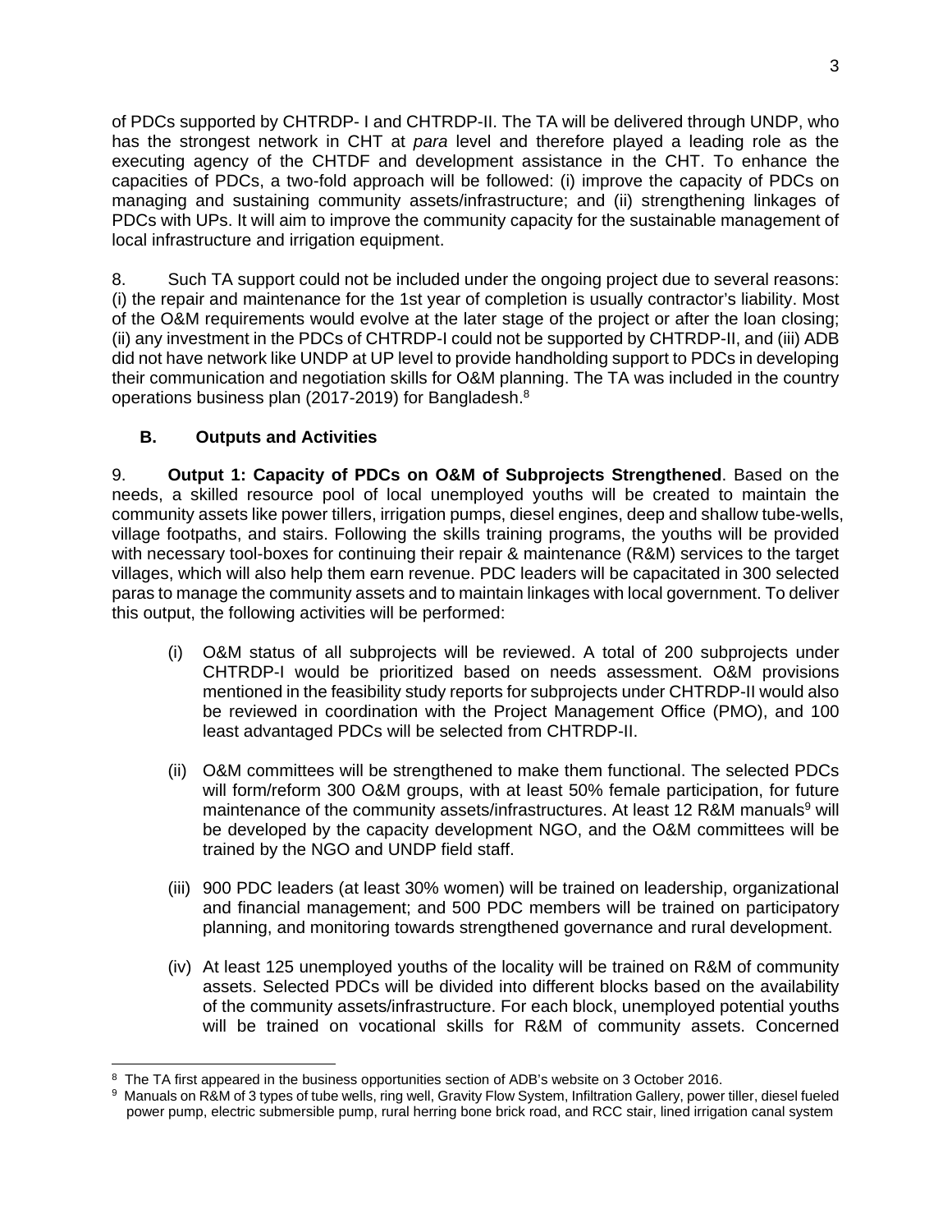of PDCs supported by CHTRDP- I and CHTRDP-II. The TA will be delivered through UNDP, who has the strongest network in CHT at *para* level and therefore played a leading role as the executing agency of the CHTDF and development assistance in the CHT. To enhance the capacities of PDCs, a two-fold approach will be followed: (i) improve the capacity of PDCs on managing and sustaining community assets/infrastructure; and (ii) strengthening linkages of PDCs with UPs. It will aim to improve the community capacity for the sustainable management of local infrastructure and irrigation equipment.

8. Such TA support could not be included under the ongoing project due to several reasons: (i) the repair and maintenance for the 1st year of completion is usually contractor's liability. Most of the O&M requirements would evolve at the later stage of the project or after the loan closing; (ii) any investment in the PDCs of CHTRDP-I could not be supported by CHTRDP-II, and (iii) ADB did not have network like UNDP at UP level to provide handholding support to PDCs in developing their communication and negotiation skills for O&M planning. The TA was included in the country operations business plan (2017-2019) for Bangladesh.[8]

### B. Outputs and Activities

9. **Output 1: Capacity of PDCs on O&M of Subprojects Strengthened**. Based on the needs, a skilled resource pool of local unemployed youths will be created to maintain the community assets like power tillers, irrigation pumps, diesel engines, deep and shallow tube-wells, village footpaths, and stairs. Following the skills training programs, the youths will be provided with necessary tool-boxes for continuing their repair & maintenance (R&M) services to the target villages, which will also help them earn revenue. PDC leaders will be capacitated in 300 selected paras to manage the community assets and to maintain linkages with local government. To deliver this output, the following activities will be performed:

(i) O&M status of all subprojects will be reviewed. A total of 200 subprojects under CHTRDP-I would be prioritized based on needs assessment. O&M provisions mentioned in the feasibility study reports for subprojects under CHTRDP-II would also be reviewed in coordination with the Project Management Office (PMO), and 100 least advantaged PDCs will be selected from CHTRDP-II.

(ii) O&M committees will be strengthened to make them functional. The selected PDCs will form/reform 300 O&M groups, with at least 50% female participation, for future maintenance of the community assets/infrastructures. At least 12 R&M manuals[9] will be developed by the capacity development NGO, and the O&M committees will be trained by the NGO and UNDP field staff.

(iii) 900 PDC leaders (at least 30% women) will be trained on leadership, organizational and financial management; and 500 PDC members will be trained on participatory planning, and monitoring towards strengthened governance and rural development.

(iv) At least 125 unemployed youths of the locality will be trained on R&M of community assets. Selected PDCs will be divided into different blocks based on the availability of the community assets/infrastructure. For each block, unemployed potential youths will be trained on vocational skills for R&M of community assets. Concerned

---

[8] The TA first appeared in the business opportunities section of ADB's website on 3 October 2016.

[9] Manuals on R&M of 3 types of tube wells, ring well, Gravity Flow System, Infiltration Gallery, power tiller, diesel fueled power pump, electric submersible pump, rural herring bone brick road, and RCC stair, lined irrigation canal system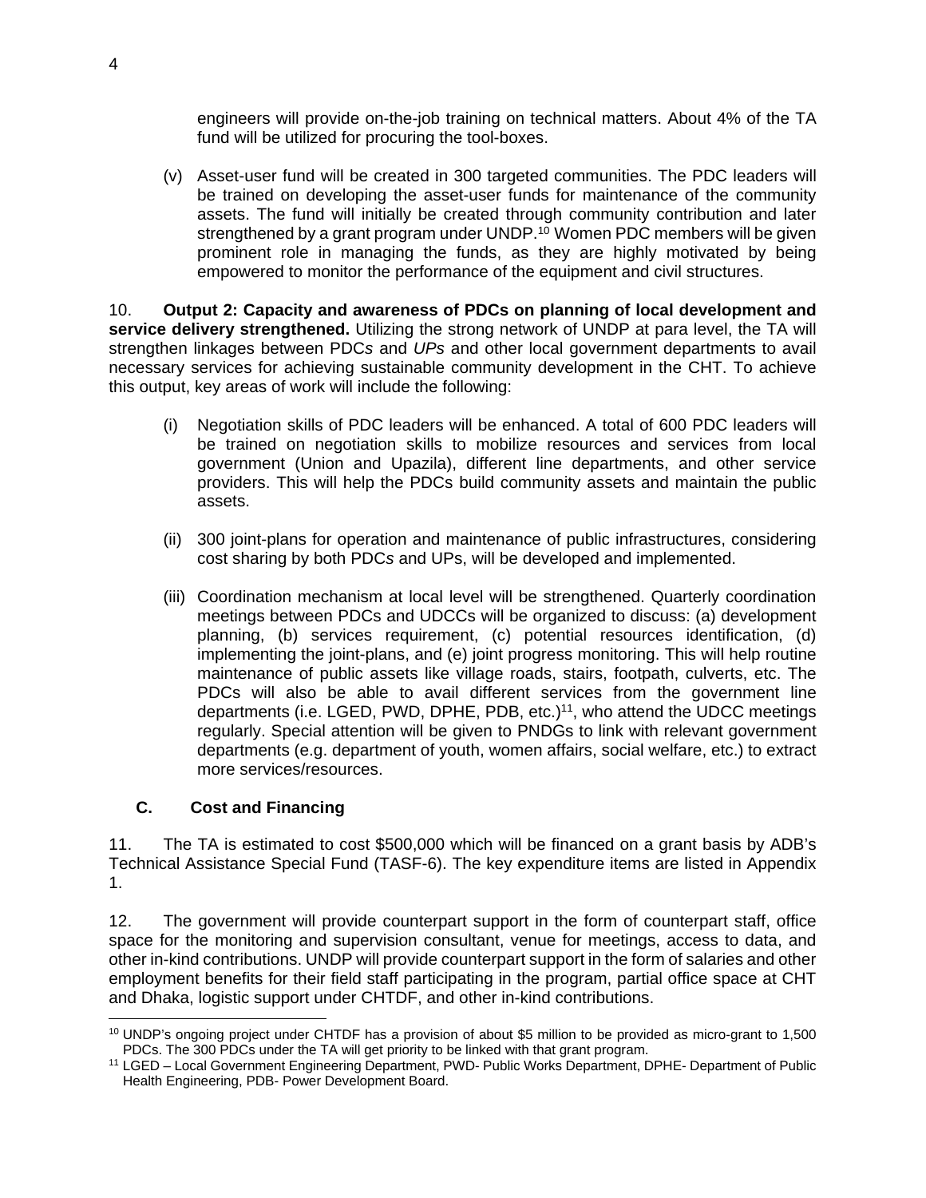engineers will provide on-the-job training on technical matters. About 4% of the TA fund will be utilized for procuring the tool-boxes.

(v) Asset-user fund will be created in 300 targeted communities. The PDC leaders will be trained on developing the asset-user funds for maintenance of the community assets. The fund will initially be created through community contribution and later strengthened by a grant program under UNDP.[10] Women PDC members will be given prominent role in managing the funds, as they are highly motivated by being empowered to monitor the performance of the equipment and civil structures.

10. **Output 2: Capacity and awareness of PDCs on planning of local development and service delivery strengthened.** Utilizing the strong network of UNDP at para level, the TA will strengthen linkages between PDC*s* and *UPs* and other local government departments to avail necessary services for achieving sustainable community development in the CHT. To achieve this output, key areas of work will include the following:

(i) Negotiation skills of PDC leaders will be enhanced. A total of 600 PDC leaders will be trained on negotiation skills to mobilize resources and services from local government (Union and Upazila), different line departments, and other service providers. This will help the PDCs build community assets and maintain the public assets.

(ii) 300 joint-plans for operation and maintenance of public infrastructures, considering cost sharing by both PDC*s* and UPs, will be developed and implemented.

(iii) Coordination mechanism at local level will be strengthened. Quarterly coordination meetings between PDCs and UDCCs will be organized to discuss: (a) development planning, (b) services requirement, (c) potential resources identification, (d) implementing the joint-plans, and (e) joint progress monitoring. This will help routine maintenance of public assets like village roads, stairs, footpath, culverts, etc. The PDCs will also be able to avail different services from the government line departments (i.e. LGED, PWD, DPHE, PDB, etc.)[11], who attend the UDCC meetings regularly. Special attention will be given to PNDGs to link with relevant government departments (e.g. department of youth, women affairs, social welfare, etc.) to extract more services/resources.

### C. Cost and Financing

11. The TA is estimated to cost $500,000 which will be financed on a grant basis by ADB's Technical Assistance Special Fund (TASF-6). The key expenditure items are listed in Appendix 1.

12. The government will provide counterpart support in the form of counterpart staff, office space for the monitoring and supervision consultant, venue for meetings, access to data, and other in-kind contributions. UNDP will provide counterpart support in the form of salaries and other employment benefits for their field staff participating in the program, partial office space at CHT and Dhaka, logistic support under CHTDF, and other in-kind contributions.

---

[10] UNDP's ongoing project under CHTDF has a provision of about $5 million to be provided as micro-grant to 1,500 PDCs. The 300 PDCs under the TA will get priority to be linked with that grant program.

[11] LGED – Local Government Engineering Department, PWD- Public Works Department, DPHE- Department of Public Health Engineering, PDB- Power Development Board.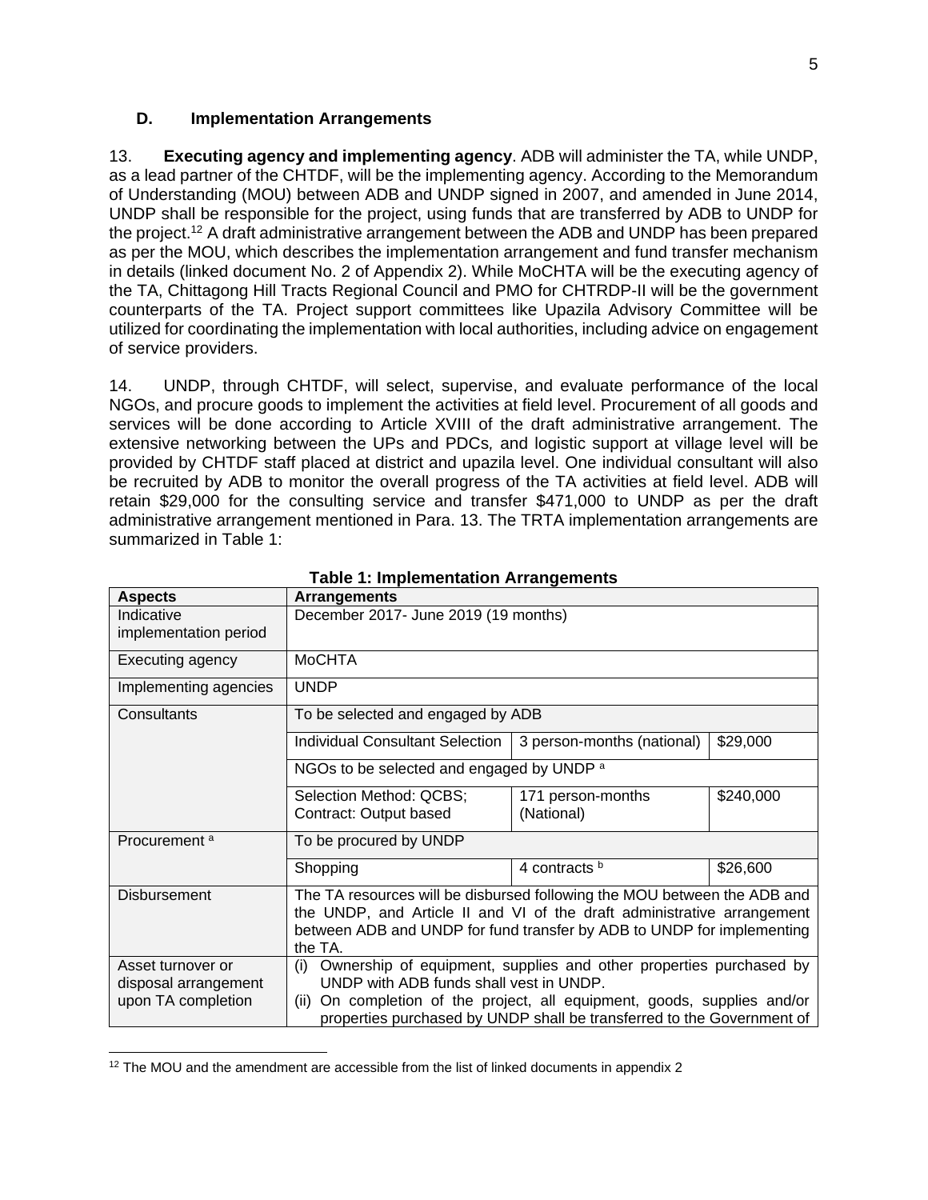### D. Implementation Arrangements

13. **Executing agency and implementing agency**. ADB will administer the TA, while UNDP, as a lead partner of the CHTDF, will be the implementing agency. According to the Memorandum of Understanding (MOU) between ADB and UNDP signed in 2007, and amended in June 2014, UNDP shall be responsible for the project, using funds that are transferred by ADB to UNDP for the project.[12] A draft administrative arrangement between the ADB and UNDP has been prepared as per the MOU, which describes the implementation arrangement and fund transfer mechanism in details (linked document No. 2 of Appendix 2). While MoCHTA will be the executing agency of the TA, Chittagong Hill Tracts Regional Council and PMO for CHTRDP-II will be the government counterparts of the TA. Project support committees like Upazila Advisory Committee will be utilized for coordinating the implementation with local authorities, including advice on engagement of service providers.

14. UNDP, through CHTDF, will select, supervise, and evaluate performance of the local NGOs, and procure goods to implement the activities at field level. Procurement of all goods and services will be done according to Article XVIII of the draft administrative arrangement. The extensive networking between the UPs and PDCs, and logistic support at village level will be provided by CHTDF staff placed at district and upazila level. One individual consultant will also be recruited by ADB to monitor the overall progress of the TA activities at field level. ADB will retain $29,000 for the consulting service and transfer $471,000 to UNDP as per the draft administrative arrangement mentioned in Para. 13. The TRTA implementation arrangements are summarized in Table 1:

**Table 1: Implementation Arrangements**

| Aspects | Arrangements | | |
|---|---|---|---|
| Indicative implementation period | December 2017- June 2019 (19 months) | | |
| Executing agency | MoCHTA | | |
| Implementing agencies | UNDP | | |
| Consultants | To be selected and engaged by ADB | | |
| | Individual Consultant Selection | 3 person-months (national) | $29,000 |
| | NGOs to be selected and engaged by UNDP [a] | | |
| | Selection Method: QCBS; Contract: Output based | 171 person-months (National) | $240,000 |
| Procurement [a] | To be procured by UNDP | | |
| | Shopping | 4 contracts [b] | $26,600 |
| Disbursement | The TA resources will be disbursed following the MOU between the ADB and the UNDP, and Article II and VI of the draft administrative arrangement between ADB and UNDP for fund transfer by ADB to UNDP for implementing the TA. | | |
| Asset turnover or disposal arrangement upon TA completion | (i) Ownership of equipment, supplies and other properties purchased by UNDP with ADB funds shall vest in UNDP. (ii) On completion of the project, all equipment, goods, supplies and/or properties purchased by UNDP shall be transferred to the Government of | | |

[12] The MOU and the amendment are accessible from the list of linked documents in appendix 2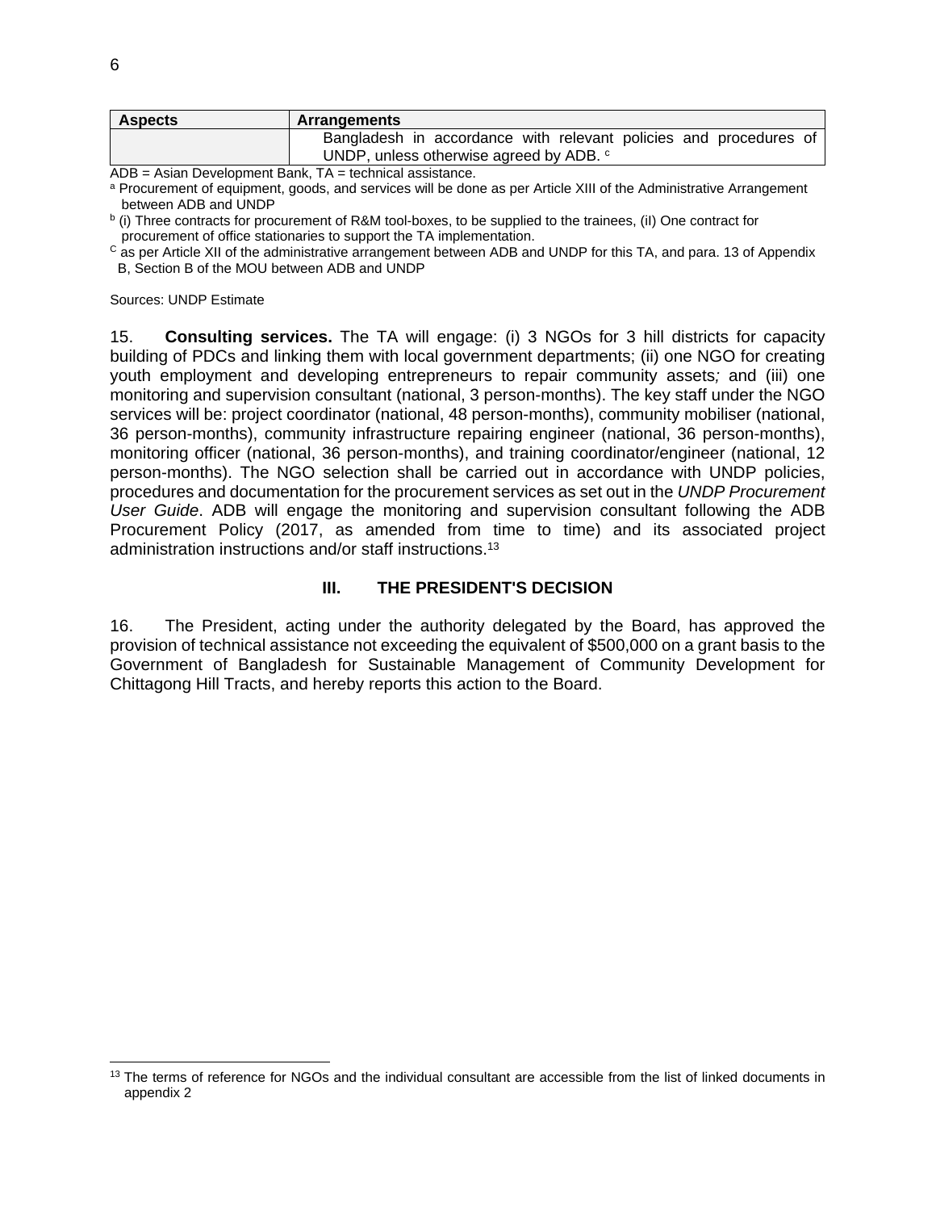| Aspects | Arrangements |
|---|---|
| | Bangladesh in accordance with relevant policies and procedures of UNDP, unless otherwise agreed by ADB. [c] |

ADB = Asian Development Bank, TA = technical assistance.

[a] Procurement of equipment, goods, and services will be done as per Article XIII of the Administrative Arrangement between ADB and UNDP

[b] (i) Three contracts for procurement of R&M tool-boxes, to be supplied to the trainees, (iI) One contract for procurement of office stationaries to support the TA implementation.

[C] as per Article XII of the administrative arrangement between ADB and UNDP for this TA, and para. 13 of Appendix B, Section B of the MOU between ADB and UNDP

Sources: UNDP Estimate

15. **Consulting services.** The TA will engage: (i) 3 NGOs for 3 hill districts for capacity building of PDCs and linking them with local government departments; (ii) one NGO for creating youth employment and developing entrepreneurs to repair community assets*;* and (iii) one monitoring and supervision consultant (national, 3 person-months). The key staff under the NGO services will be: project coordinator (national, 48 person-months), community mobiliser (national, 36 person-months), community infrastructure repairing engineer (national, 36 person-months), monitoring officer (national, 36 person-months), and training coordinator/engineer (national, 12 person-months). The NGO selection shall be carried out in accordance with UNDP policies, procedures and documentation for the procurement services as set out in the *UNDP Procurement User Guide*. ADB will engage the monitoring and supervision consultant following the ADB Procurement Policy (2017, as amended from time to time) and its associated project administration instructions and/or staff instructions.[13]

## III. THE PRESIDENT'S DECISION

16. The President, acting under the authority delegated by the Board, has approved the provision of technical assistance not exceeding the equivalent of $500,000 on a grant basis to the Government of Bangladesh for Sustainable Management of Community Development for Chittagong Hill Tracts, and hereby reports this action to the Board.

[13] The terms of reference for NGOs and the individual consultant are accessible from the list of linked documents in appendix 2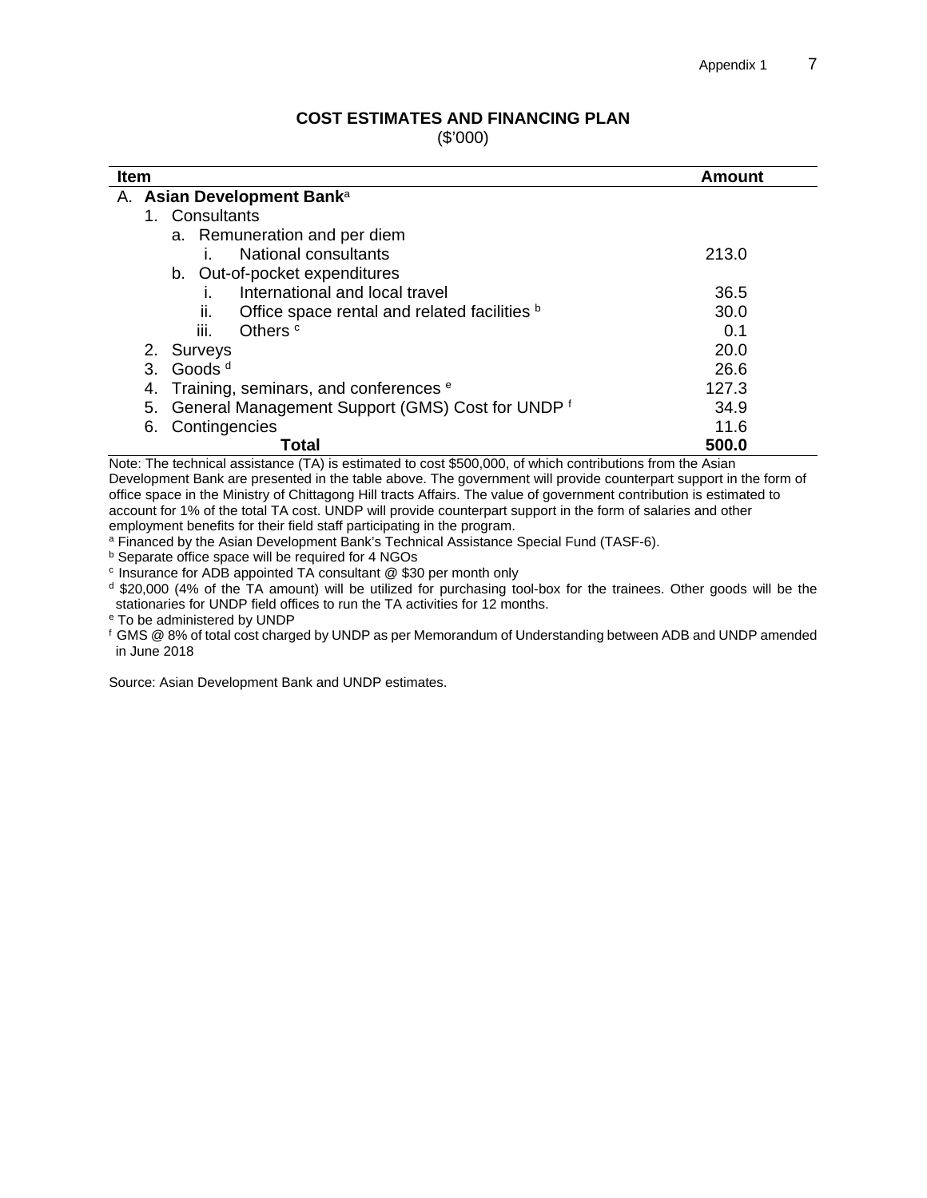## COST ESTIMATES AND FINANCING PLAN

($'000)

| Item | Amount |
|---|---|
| A. **Asian Development Bank**[a] | |
| 1. Consultants | |
| a. Remuneration and per diem | |
| i. National consultants | 213.0 |
| b. Out-of-pocket expenditures | |
| i. International and local travel | 36.5 |
| ii. Office space rental and related facilities [b] | 30.0 |
| iii. Others [c] | 0.1 |
| 2. Surveys | 20.0 |
| 3. Goods [d] | 26.6 |
| 4. Training, seminars, and conferences [e] | 127.3 |
| 5. General Management Support (GMS) Cost for UNDP [f] | 34.9 |
| 6. Contingencies | 11.6 |
| **Total** | **500.0** |

Note: The technical assistance (TA) is estimated to cost $500,000, of which contributions from the Asian Development Bank are presented in the table above. The government will provide counterpart support in the form of office space in the Ministry of Chittagong Hill tracts Affairs. The value of government contribution is estimated to account for 1% of the total TA cost. UNDP will provide counterpart support in the form of salaries and other employment benefits for their field staff participating in the program.

[a] Financed by the Asian Development Bank's Technical Assistance Special Fund (TASF-6).

[b] Separate office space will be required for 4 NGOs

[c] Insurance for ADB appointed TA consultant @ $30 per month only

[d] $20,000 (4% of the TA amount) will be utilized for purchasing tool-box for the trainees. Other goods will be the stationaries for UNDP field offices to run the TA activities for 12 months.

[e] To be administered by UNDP

[f] GMS @ 8% of total cost charged by UNDP as per Memorandum of Understanding between ADB and UNDP amended in June 2018

Source: Asian Development Bank and UNDP estimates.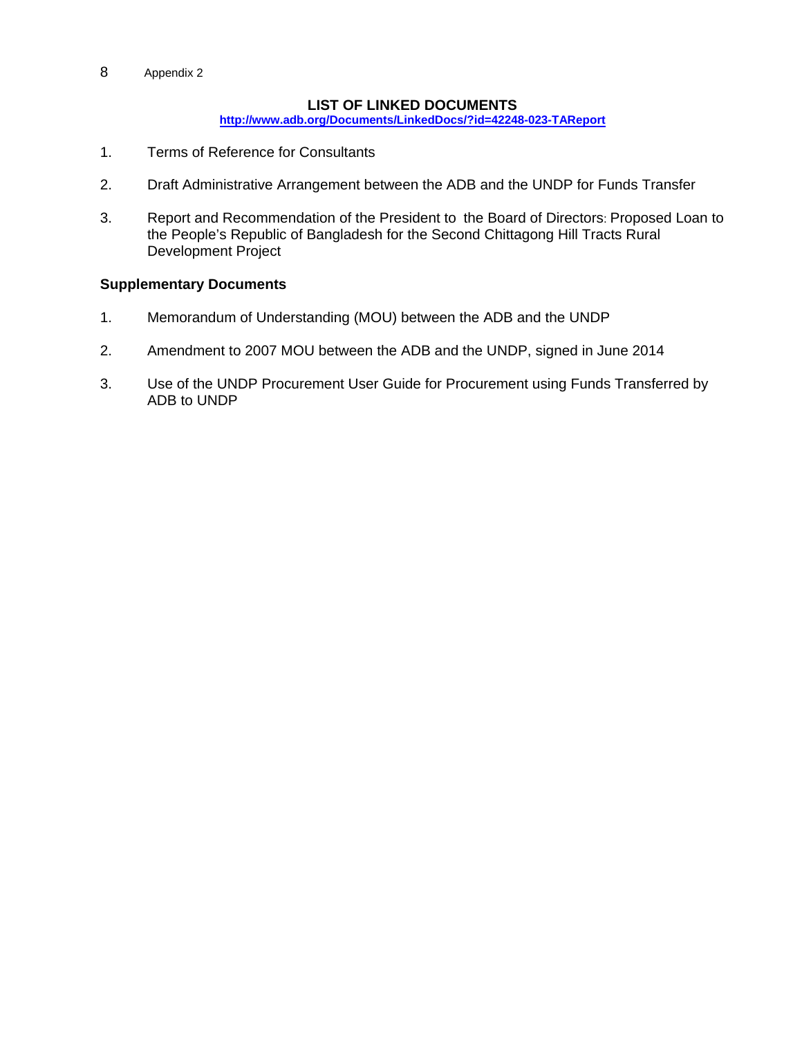## LIST OF LINKED DOCUMENTS

**http://www.adb.org/Documents/LinkedDocs/?id=42248-023-TAReport**

1. Terms of Reference for Consultants

2. Draft Administrative Arrangement between the ADB and the UNDP for Funds Transfer

3. Report and Recommendation of the President to the Board of Directors: Proposed Loan to the People's Republic of Bangladesh for the Second Chittagong Hill Tracts Rural Development Project

### Supplementary Documents

1. Memorandum of Understanding (MOU) between the ADB and the UNDP

2. Amendment to 2007 MOU between the ADB and the UNDP, signed in June 2014

3. Use of the UNDP Procurement User Guide for Procurement using Funds Transferred by ADB to UNDP